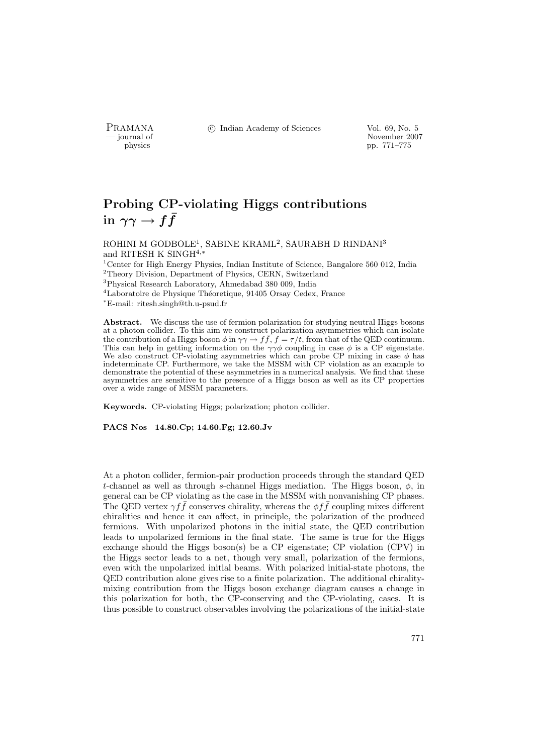# Probing CP-violating Higgs contributions in $\gamma\gamma \to f\bar{f}$

ROHINI M GODBOLE[1], SABINE KRAML[2], SAURABH D RINDANI[3] and RITESH K SINGH[4,*]

[1]Center for High Energy Physics, Indian Institute of Science, Bangalore 560 012, India
[2]Theory Division, Department of Physics, CERN, Switzerland
[3]Physical Research Laboratory, Ahmedabad 380 009, India
[4]Laboratoire de Physique Théoretique, 91405 Orsay Cedex, France
[*]E-mail: ritesh.singh@th.u-psud.fr

**Abstract.** We discuss the use of fermion polarization for studying neutral Higgs bosons at a photon collider. To this aim we construct polarization asymmetries which can isolate the contribution of a Higgs boson $\phi$ in $\gamma\gamma \to f\bar{f}$, $f = \tau/t$, from that of the QED continuum. This can help in getting information on the $\gamma\gamma\phi$ coupling in case $\phi$ is a CP eigenstate. We also construct CP-violating asymmetries which can probe CP mixing in case $\phi$ has indeterminate CP. Furthermore, we take the MSSM with CP violation as an example to demonstrate the potential of these asymmetries in a numerical analysis. We find that these asymmetries are sensitive to the presence of a Higgs boson as well as its CP properties over a wide range of MSSM parameters.

**Keywords.** CP-violating Higgs; polarization; photon collider.

**PACS Nos** 14.80.Cp; 14.60.Fg; 12.60.Jv

At a photon collider, fermion-pair production proceeds through the standard QED $t$-channel as well as through $s$-channel Higgs mediation. The Higgs boson, $\phi$, in general can be CP violating as the case in the MSSM with nonvanishing CP phases. The QED vertex $\gamma f\bar{f}$ conserves chirality, whereas the $\phi f\bar{f}$ coupling mixes different chiralities and hence it can affect, in principle, the polarization of the produced fermions. With unpolarized photons in the initial state, the QED contribution leads to unpolarized fermions in the final state. The same is true for the Higgs exchange should the Higgs boson(s) be a CP eigenstate; CP violation (CPV) in the Higgs sector leads to a net, though very small, polarization of the fermions, even with the unpolarized initial beams. With polarized initial-state photons, the QED contribution alone gives rise to a finite polarization. The additional chirality-mixing contribution from the Higgs boson exchange diagram causes a change in this polarization for both, the CP-conserving and the CP-violating, cases. It is thus possible to construct observables involving the polarizations of the initial-state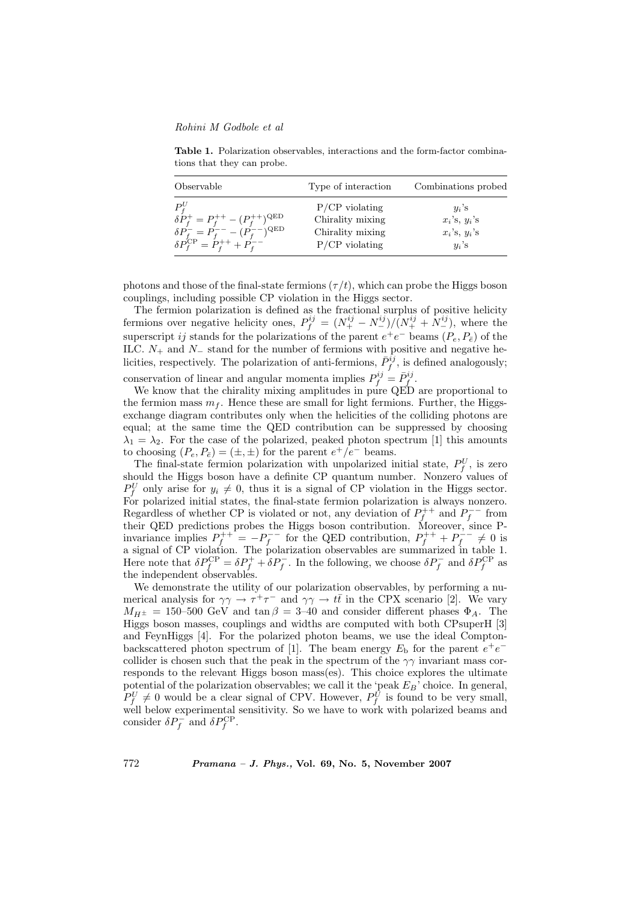**Table 1.** Polarization observables, interactions and the form-factor combinations that they can probe.

| Observable | Type of interaction | Combinations probed |
|---|---|---|
| $P_f^U$ | P/CP violating | $y_i$'s |
| $\delta P_f^+ = P_f^{++} - (P_f^{++})^{\rm QED}$ | Chirality mixing | $x_i$'s, $y_i$'s |
| $\delta P_f^- = P_f^{--} - (P_f^{--})^{\rm QED}$ | Chirality mixing | $x_i$'s, $y_i$'s |
| $\delta P_f^{\rm CP} = P_f^{++} + P_f^{--}$ | P/CP violating | $y_i$'s |

photons and those of the final-state fermions ($\tau/t$), which can probe the Higgs boson couplings, including possible CP violation in the Higgs sector.

The fermion polarization is defined as the fractional surplus of positive helicity fermions over negative helicity ones, $P_f^{ij} = (N_+^{ij} - N_-^{ij})/(N_+^{ij} + N_-^{ij})$, where the superscript $ij$ stands for the polarizations of the parent $e^+e^-$ beams $(P_e, P_{\bar{e}})$ of the ILC. $N_+$ and $N_-$ stand for the number of fermions with positive and negative helicities, respectively. The polarization of anti-fermions, $\bar{P}_f^{ij}$, is defined analogously; conservation of linear and angular momenta implies $P_f^{ij} = \bar{P}_f^{ij}$.

We know that the chirality mixing amplitudes in pure QED are proportional to the fermion mass $m_f$. Hence these are small for light fermions. Further, the Higgs-exchange diagram contributes only when the helicities of the colliding photons are equal; at the same time the QED contribution can be suppressed by choosing $\lambda_1 = \lambda_2$. For the case of the polarized, peaked photon spectrum [1] this amounts to choosing $(P_e, P_{\bar{e}}) = (\pm, \pm)$ for the parent $e^+/e^-$ beams.

The final-state fermion polarization with unpolarized initial state, $P_f^U$, is zero should the Higgs boson have a definite CP quantum number. Nonzero values of $P_f^U$ only arise for $y_i \neq 0$, thus it is a signal of CP violation in the Higgs sector. For polarized initial states, the final-state fermion polarization is always nonzero. Regardless of whether CP is violated or not, any deviation of $P_f^{++}$ and $P_f^{--}$ from their QED predictions probes the Higgs boson contribution. Moreover, since P-invariance implies $P_f^{++} = -P_f^{--}$ for the QED contribution, $P_f^{++} + P_f^{--} \neq 0$ is a signal of CP violation. The polarization observables are summarized in table 1. Here note that $\delta P_f^{\rm CP} = \delta P_f^+ + \delta P_f^-$. In the following, we choose $\delta P_f^-$ and $\delta P_f^{\rm CP}$ as the independent observables.

We demonstrate the utility of our polarization observables, by performing a numerical analysis for $\gamma\gamma \to \tau^+\tau^-$ and $\gamma\gamma \to t\bar{t}$ in the CPX scenario [2]. We vary $M_{H^\pm} = 150$–$500$ GeV and $\tan\beta = 3$–$40$ and consider different phases $\Phi_A$. The Higgs boson masses, couplings and widths are computed with both CPsuperH [3] and FeynHiggs [4]. For the polarized photon beams, we use the ideal Compton-backscattered photon spectrum of [1]. The beam energy $E_{\rm b}$ for the parent $e^+e^-$ collider is chosen such that the peak in the spectrum of the $\gamma\gamma$ invariant mass corresponds to the relevant Higgs boson mass(es). This choice explores the ultimate potential of the polarization observables; we call it the 'peak $E_B$' choice. In general, $P_f^U \neq 0$ would be a clear signal of CPV. However, $P_f^U$ is found to be very small, well below experimental sensitivity. So we have to work with polarized beams and consider $\delta P_f^-$ and $\delta P_f^{\rm CP}$.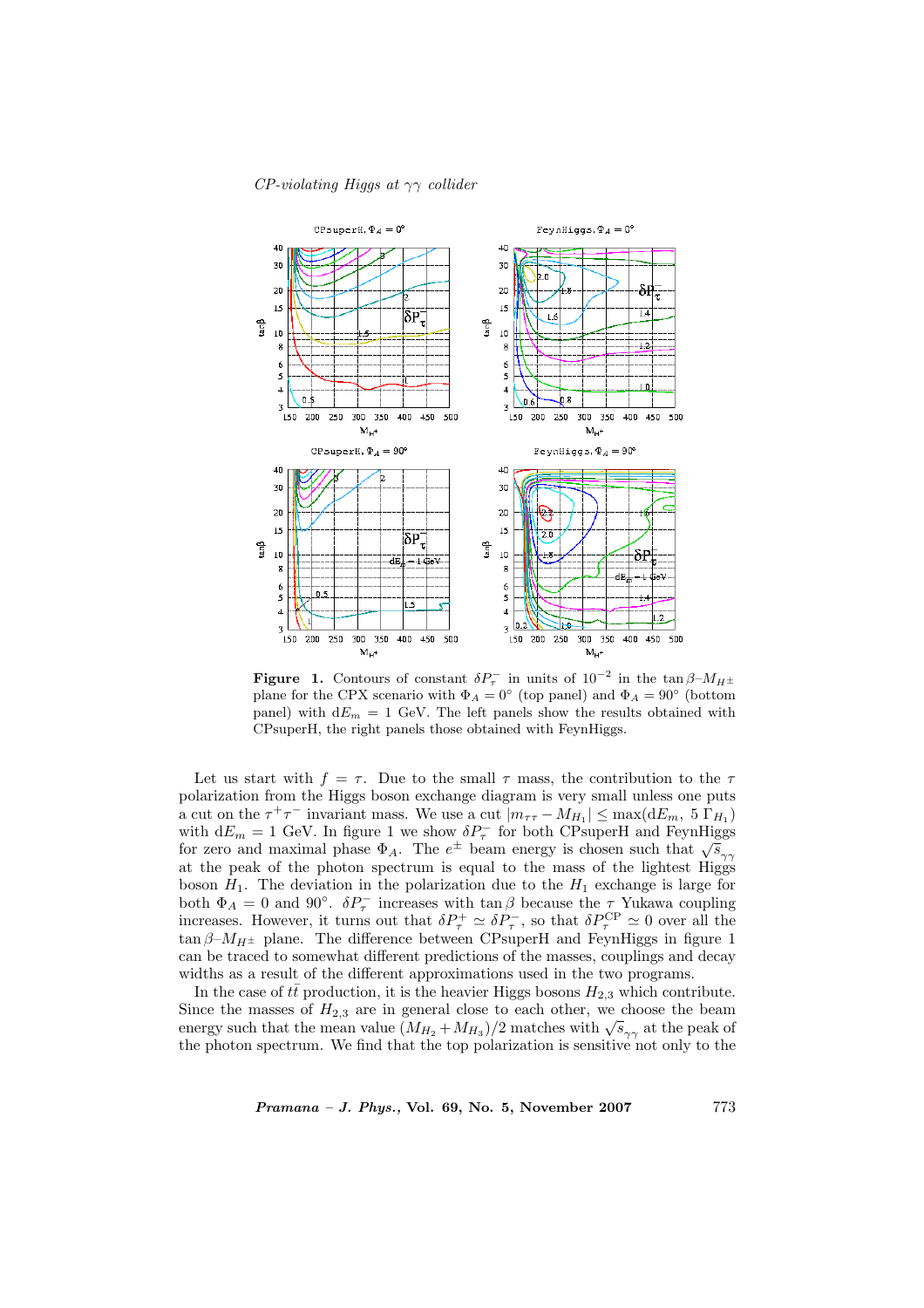**Figure 1.** Contours of constant $\delta P_\tau^-$ in units of $10^{-2}$ in the $\tan\beta$–$M_{H^\pm}$ plane for the CPX scenario with $\Phi_A = 0°$ (top panel) and $\Phi_A = 90°$ (bottom panel) with $\mathrm{d}E_m = 1$ GeV. The left panels show the results obtained with CPsuperH, the right panels those obtained with FeynHiggs.

Let us start with $f = \tau$. Due to the small $\tau$ mass, the contribution to the $\tau$ polarization from the Higgs boson exchange diagram is very small unless one puts a cut on the $\tau^+\tau^-$ invariant mass. We use a cut $|m_{\tau\tau} - M_{H_1}| \le \max(\mathrm{d}E_m,\ 5\,\Gamma_{H_1})$ with $\mathrm{d}E_m = 1$ GeV. In figure 1 we show $\delta P_\tau^-$ for both CPsuperH and FeynHiggs for zero and maximal phase $\Phi_A$. The $e^\pm$ beam energy is chosen such that $\sqrt{s}_{\gamma\gamma}$ at the peak of the photon spectrum is equal to the mass of the lightest Higgs boson $H_1$. The deviation in the polarization due to the $H_1$ exchange is large for both $\Phi_A = 0$ and $90°$. $\delta P_\tau^-$ increases with $\tan\beta$ because the $\tau$ Yukawa coupling increases. However, it turns out that $\delta P_\tau^+ \simeq \delta P_\tau^-$, so that $\delta P_\tau^{\mathrm{CP}} \simeq 0$ over all the $\tan\beta$–$M_{H^\pm}$ plane. The difference between CPsuperH and FeynHiggs in figure 1 can be traced to somewhat different predictions of the masses, couplings and decay widths as a result of the different approximations used in the two programs.

In the case of $t\bar{t}$ production, it is the heavier Higgs bosons $H_{2,3}$ which contribute. Since the masses of $H_{2,3}$ are in general close to each other, we choose the beam energy such that the mean value $(M_{H_2} + M_{H_3})/2$ matches with $\sqrt{s}_{\gamma\gamma}$ at the peak of the photon spectrum. We find that the top polarization is sensitive not only to the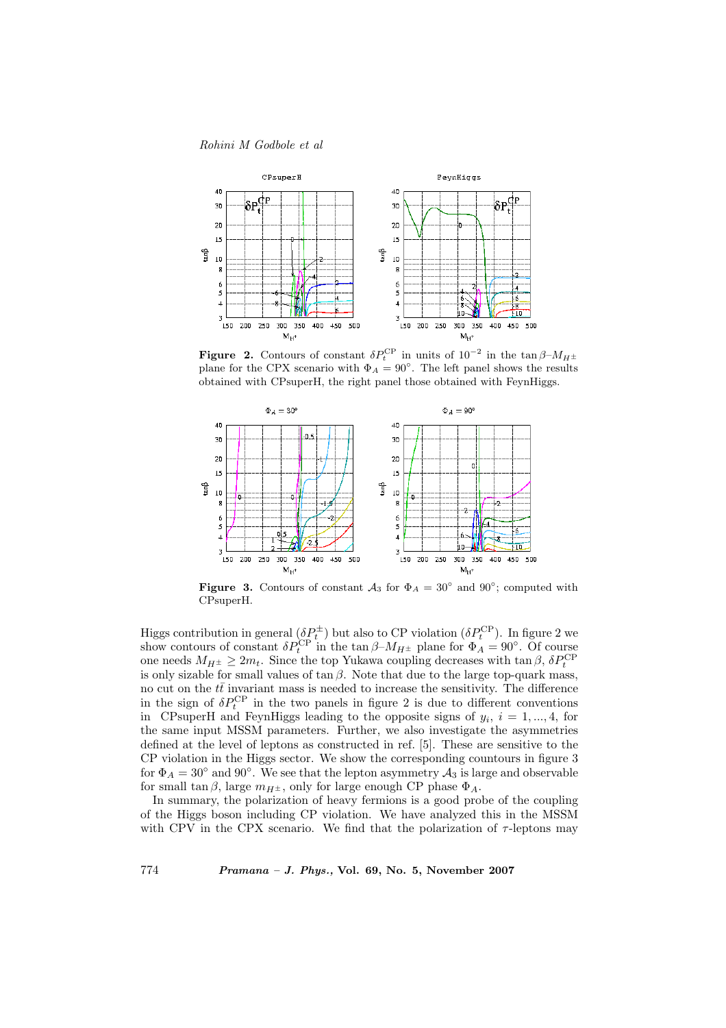**Figure 2.** Contours of constant $\delta P_t^{\rm CP}$ in units of $10^{-2}$ in the $\tan\beta$–$M_{H^\pm}$ plane for the CPX scenario with $\Phi_A = 90^\circ$. The left panel shows the results obtained with CPsuperH, the right panel those obtained with FeynHiggs.

**Figure 3.** Contours of constant $\mathcal{A}_3$ for $\Phi_A = 30^\circ$ and $90^\circ$; computed with CPsuperH.

Higgs contribution in general ($\delta P_t^{\pm}$) but also to CP violation ($\delta P_t^{\rm CP}$). In figure 2 we show contours of constant $\delta P_t^{\rm CP}$ in the $\tan\beta$–$M_{H^\pm}$ plane for $\Phi_A = 90^\circ$. Of course one needs $M_{H^\pm} \geq 2m_t$. Since the top Yukawa coupling decreases with $\tan\beta$, $\delta P_t^{\rm CP}$ is only sizable for small values of $\tan\beta$. Note that due to the large top-quark mass, no cut on the $t\bar{t}$ invariant mass is needed to increase the sensitivity. The difference in the sign of $\delta P_t^{\rm CP}$ in the two panels in figure 2 is due to different conventions in CPsuperH and FeynHiggs leading to the opposite signs of $y_i$, $i = 1, ..., 4$, for the same input MSSM parameters. Further, we also investigate the asymmetries defined at the level of leptons as constructed in ref. [5]. These are sensitive to the CP violation in the Higgs sector. We show the corresponding countours in figure 3 for $\Phi_A = 30^\circ$ and $90^\circ$. We see that the lepton asymmetry $\mathcal{A}_3$ is large and observable for small $\tan\beta$, large $m_{H^\pm}$, only for large enough CP phase $\Phi_A$.

In summary, the polarization of heavy fermions is a good probe of the coupling of the Higgs boson including CP violation. We have analyzed this in the MSSM with CPV in the CPX scenario. We find that the polarization of $\tau$-leptons may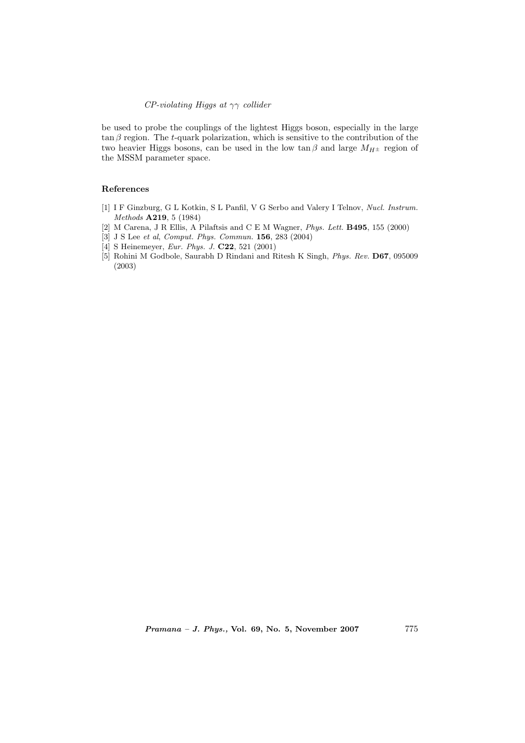be used to probe the couplings of the lightest Higgs boson, especially in the large $\tan\beta$ region. The $t$-quark polarization, which is sensitive to the contribution of the two heavier Higgs bosons, can be used in the low $\tan\beta$ and large $M_{H^\pm}$ region of the MSSM parameter space.

### References

[1] I F Ginzburg, G L Kotkin, S L Panfil, V G Serbo and Valery I Telnov, *Nucl. Instrum. Methods* **A219**, 5 (1984)

[2] M Carena, J R Ellis, A Pilaftsis and C E M Wagner, *Phys. Lett.* **B495**, 155 (2000)

[3] J S Lee *et al*, *Comput. Phys. Commun.* **156**, 283 (2004)

[4] S Heinemeyer, *Eur. Phys. J.* **C22**, 521 (2001)

[5] Rohini M Godbole, Saurabh D Rindani and Ritesh K Singh, *Phys. Rev.* **D67**, 095009 (2003)